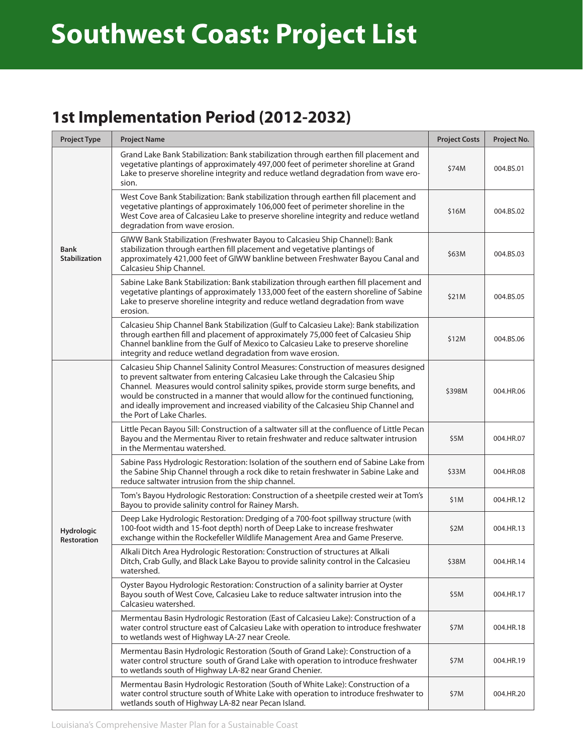# Southwest Coast: Project List

## 1st Implementation Period (2012-2032)

| Project Type | Project Name | Project Costs | Project No. |
|---|---|---|---|
| Bank Stabilization | Grand Lake Bank Stabilization: Bank stabilization through earthen fill placement and vegetative plantings of approximately 497,000 feet of perimeter shoreline at Grand Lake to preserve shoreline integrity and reduce wetland degradation from wave erosion. | $74M | 004.BS.01 |
| | West Cove Bank Stabilization: Bank stabilization through earthen fill placement and vegetative plantings of approximately 106,000 feet of perimeter shoreline in the West Cove area of Calcasieu Lake to preserve shoreline integrity and reduce wetland degradation from wave erosion. | $16M | 004.BS.02 |
| | GIWW Bank Stabilization (Freshwater Bayou to Calcasieu Ship Channel): Bank stabilization through earthen fill placement and vegetative plantings of approximately 421,000 feet of GIWW bankline between Freshwater Bayou Canal and Calcasieu Ship Channel. | $63M | 004.BS.03 |
| | Sabine Lake Bank Stabilization: Bank stabilization through earthen fill placement and vegetative plantings of approximately 133,000 feet of the eastern shoreline of Sabine Lake to preserve shoreline integrity and reduce wetland degradation from wave erosion. | $21M | 004.BS.05 |
| | Calcasieu Ship Channel Bank Stabilization (Gulf to Calcasieu Lake): Bank stabilization through earthen fill and placement of approximately 75,000 feet of Calcasieu Ship Channel bankline from the Gulf of Mexico to Calcasieu Lake to preserve shoreline integrity and reduce wetland degradation from wave erosion. | $12M | 004.BS.06 |
| Hydrologic Restoration | Calcasieu Ship Channel Salinity Control Measures: Construction of measures designed to prevent saltwater from entering Calcasieu Lake through the Calcasieu Ship Channel. Measures would control salinity spikes, provide storm surge benefits, and would be constructed in a manner that would allow for the continued functioning, and ideally improvement and increased viability of the Calcasieu Ship Channel and the Port of Lake Charles. | $398M | 004.HR.06 |
| | Little Pecan Bayou Sill: Construction of a saltwater sill at the confluence of Little Pecan Bayou and the Mermentau River to retain freshwater and reduce saltwater intrusion in the Mermentau watershed. | $5M | 004.HR.07 |
| | Sabine Pass Hydrologic Restoration: Isolation of the southern end of Sabine Lake from the Sabine Ship Channel through a rock dike to retain freshwater in Sabine Lake and reduce saltwater intrusion from the ship channel. | $33M | 004.HR.08 |
| | Tom's Bayou Hydrologic Restoration: Construction of a sheetpile crested weir at Tom's Bayou to provide salinity control for Rainey Marsh. | $1M | 004.HR.12 |
| | Deep Lake Hydrologic Restoration: Dredging of a 700-foot spillway structure (with 100-foot width and 15-foot depth) north of Deep Lake to increase freshwater exchange within the Rockefeller Wildlife Management Area and Game Preserve. | $2M | 004.HR.13 |
| | Alkali Ditch Area Hydrologic Restoration: Construction of structures at Alkali Ditch, Crab Gully, and Black Lake Bayou to provide salinity control in the Calcasieu watershed. | $38M | 004.HR.14 |
| | Oyster Bayou Hydrologic Restoration: Construction of a salinity barrier at Oyster Bayou south of West Cove, Calcasieu Lake to reduce saltwater intrusion into the Calcasieu watershed. | $5M | 004.HR.17 |
| | Mermentau Basin Hydrologic Restoration (East of Calcasieu Lake): Construction of a water control structure east of Calcasieu Lake with operation to introduce freshwater to wetlands west of Highway LA-27 near Creole. | $7M | 004.HR.18 |
| | Mermentau Basin Hydrologic Restoration (South of Grand Lake): Construction of a water control structure south of Grand Lake with operation to introduce freshwater to wetlands south of Highway LA-82 near Grand Chenier. | $7M | 004.HR.19 |
| | Mermentau Basin Hydrologic Restoration (South of White Lake): Construction of a water control structure south of White Lake with operation to introduce freshwater to wetlands south of Highway LA-82 near Pecan Island. | $7M | 004.HR.20 |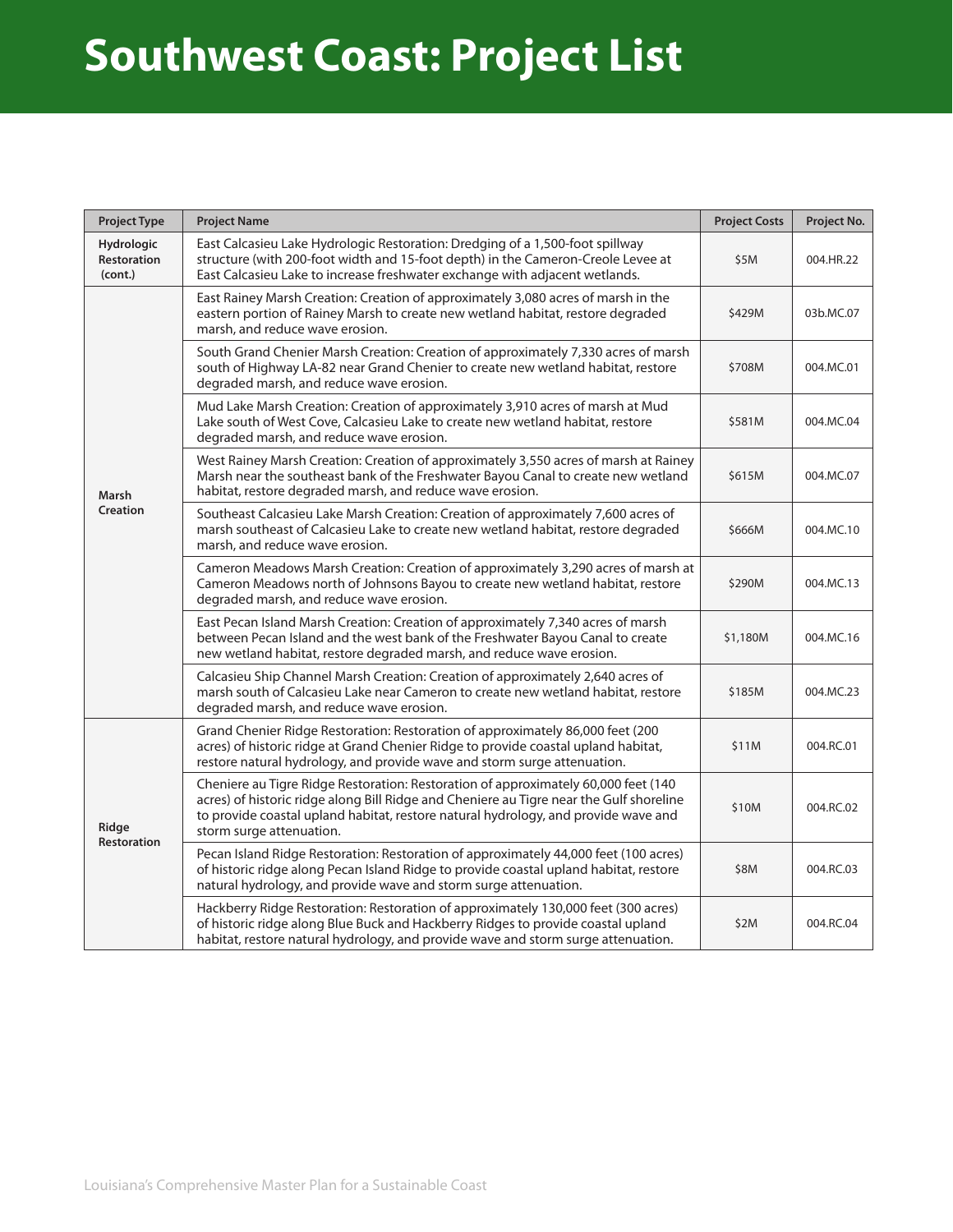# Southwest Coast: Project List

| Project Type | Project Name | Project Costs | Project No. |
|---|---|---|---|
| **Hydrologic Restoration (cont.)** | East Calcasieu Lake Hydrologic Restoration: Dredging of a 1,500-foot spillway structure (with 200-foot width and 15-foot depth) in the Cameron-Creole Levee at East Calcasieu Lake to increase freshwater exchange with adjacent wetlands. | $5M | 004.HR.22 |
| **Marsh Creation** | East Rainey Marsh Creation: Creation of approximately 3,080 acres of marsh in the eastern portion of Rainey Marsh to create new wetland habitat, restore degraded marsh, and reduce wave erosion. | $429M | 03b.MC.07 |
| | South Grand Chenier Marsh Creation: Creation of approximately 7,330 acres of marsh south of Highway LA-82 near Grand Chenier to create new wetland habitat, restore degraded marsh, and reduce wave erosion. | $708M | 004.MC.01 |
| | Mud Lake Marsh Creation: Creation of approximately 3,910 acres of marsh at Mud Lake south of West Cove, Calcasieu Lake to create new wetland habitat, restore degraded marsh, and reduce wave erosion. | $581M | 004.MC.04 |
| | West Rainey Marsh Creation: Creation of approximately 3,550 acres of marsh at Rainey Marsh near the southeast bank of the Freshwater Bayou Canal to create new wetland habitat, restore degraded marsh, and reduce wave erosion. | $615M | 004.MC.07 |
| | Southeast Calcasieu Lake Marsh Creation: Creation of approximately 7,600 acres of marsh southeast of Calcasieu Lake to create new wetland habitat, restore degraded marsh, and reduce wave erosion. | $666M | 004.MC.10 |
| | Cameron Meadows Marsh Creation: Creation of approximately 3,290 acres of marsh at Cameron Meadows north of Johnsons Bayou to create new wetland habitat, restore degraded marsh, and reduce wave erosion. | $290M | 004.MC.13 |
| | East Pecan Island Marsh Creation: Creation of approximately 7,340 acres of marsh between Pecan Island and the west bank of the Freshwater Bayou Canal to create new wetland habitat, restore degraded marsh, and reduce wave erosion. | $1,180M | 004.MC.16 |
| | Calcasieu Ship Channel Marsh Creation: Creation of approximately 2,640 acres of marsh south of Calcasieu Lake near Cameron to create new wetland habitat, restore degraded marsh, and reduce wave erosion. | $185M | 004.MC.23 |
| **Ridge Restoration** | Grand Chenier Ridge Restoration: Restoration of approximately 86,000 feet (200 acres) of historic ridge at Grand Chenier Ridge to provide coastal upland habitat, restore natural hydrology, and provide wave and storm surge attenuation. | $11M | 004.RC.01 |
| | Cheniere au Tigre Ridge Restoration: Restoration of approximately 60,000 feet (140 acres) of historic ridge along Bill Ridge and Cheniere au Tigre near the Gulf shoreline to provide coastal upland habitat, restore natural hydrology, and provide wave and storm surge attenuation. | $10M | 004.RC.02 |
| | Pecan Island Ridge Restoration: Restoration of approximately 44,000 feet (100 acres) of historic ridge along Pecan Island Ridge to provide coastal upland habitat, restore natural hydrology, and provide wave and storm surge attenuation. | $8M | 004.RC.03 |
| | Hackberry Ridge Restoration: Restoration of approximately 130,000 feet (300 acres) of historic ridge along Blue Buck and Hackberry Ridges to provide coastal upland habitat, restore natural hydrology, and provide wave and storm surge attenuation. | $2M | 004.RC.04 |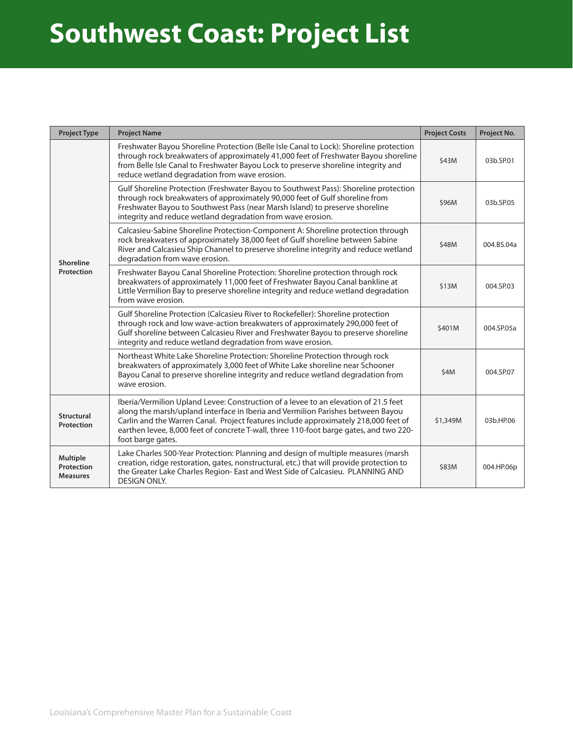# Southwest Coast: Project List

| Project Type | Project Name | Project Costs | Project No. |
|---|---|---|---|
| Shoreline Protection | Freshwater Bayou Shoreline Protection (Belle Isle Canal to Lock): Shoreline protection through rock breakwaters of approximately 41,000 feet of Freshwater Bayou shoreline from Belle Isle Canal to Freshwater Bayou Lock to preserve shoreline integrity and reduce wetland degradation from wave erosion. | $43M | 03b.SP.01 |
| | Gulf Shoreline Protection (Freshwater Bayou to Southwest Pass): Shoreline protection through rock breakwaters of approximately 90,000 feet of Gulf shoreline from Freshwater Bayou to Southwest Pass (near Marsh Island) to preserve shoreline integrity and reduce wetland degradation from wave erosion. | $96M | 03b.SP.05 |
| | Calcasieu-Sabine Shoreline Protection-Component A: Shoreline protection through rock breakwaters of approximately 38,000 feet of Gulf shoreline between Sabine River and Calcasieu Ship Channel to preserve shoreline integrity and reduce wetland degradation from wave erosion. | $48M | 004.BS.04a |
| | Freshwater Bayou Canal Shoreline Protection: Shoreline protection through rock breakwaters of approximately 11,000 feet of Freshwater Bayou Canal bankline at Little Vermilion Bay to preserve shoreline integrity and reduce wetland degradation from wave erosion. | $13M | 004.SP.03 |
| | Gulf Shoreline Protection (Calcasieu River to Rockefeller): Shoreline protection through rock and low wave-action breakwaters of approximately 290,000 feet of Gulf shoreline between Calcasieu River and Freshwater Bayou to preserve shoreline integrity and reduce wetland degradation from wave erosion. | $401M | 004.SP.05a |
| | Northeast White Lake Shoreline Protection: Shoreline Protection through rock breakwaters of approximately 3,000 feet of White Lake shoreline near Schooner Bayou Canal to preserve shoreline integrity and reduce wetland degradation from wave erosion. | $4M | 004.SP.07 |
| Structural Protection | Iberia/Vermilion Upland Levee: Construction of a levee to an elevation of 21.5 feet along the marsh/upland interface in Iberia and Vermilion Parishes between Bayou Carlin and the Warren Canal. Project features include approximately 218,000 feet of earthen levee, 8,000 feet of concrete T-wall, three 110-foot barge gates, and two 220-foot barge gates. | $1,349M | 03b.HP.06 |
| Multiple Protection Measures | Lake Charles 500-Year Protection: Planning and design of multiple measures (marsh creation, ridge restoration, gates, nonstructural, etc.) that will provide protection to the Greater Lake Charles Region- East and West Side of Calcasieu. PLANNING AND DESIGN ONLY. | $83M | 004.HP.06p |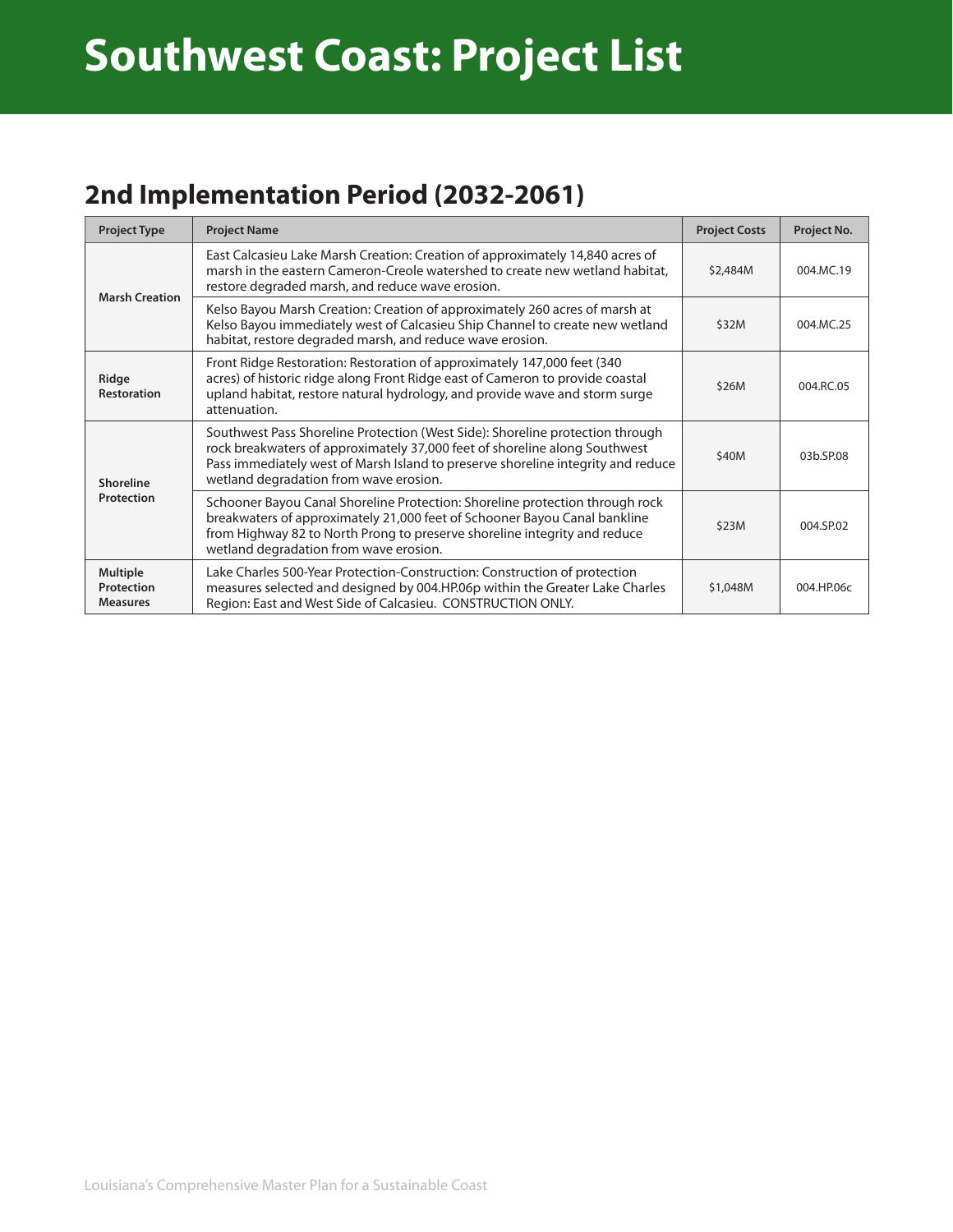# Southwest Coast: Project List

## 2nd Implementation Period (2032-2061)

| Project Type | Project Name | Project Costs | Project No. |
|---|---|---|---|
| **Marsh Creation** | East Calcasieu Lake Marsh Creation: Creation of approximately 14,840 acres of marsh in the eastern Cameron-Creole watershed to create new wetland habitat, restore degraded marsh, and reduce wave erosion. | $2,484M | 004.MC.19 |
| | Kelso Bayou Marsh Creation: Creation of approximately 260 acres of marsh at Kelso Bayou immediately west of Calcasieu Ship Channel to create new wetland habitat, restore degraded marsh, and reduce wave erosion. | $32M | 004.MC.25 |
| **Ridge Restoration** | Front Ridge Restoration: Restoration of approximately 147,000 feet (340 acres) of historic ridge along Front Ridge east of Cameron to provide coastal upland habitat, restore natural hydrology, and provide wave and storm surge attenuation. | $26M | 004.RC.05 |
| **Shoreline Protection** | Southwest Pass Shoreline Protection (West Side): Shoreline protection through rock breakwaters of approximately 37,000 feet of shoreline along Southwest Pass immediately west of Marsh Island to preserve shoreline integrity and reduce wetland degradation from wave erosion. | $40M | 03b.SP.08 |
| | Schooner Bayou Canal Shoreline Protection: Shoreline protection through rock breakwaters of approximately 21,000 feet of Schooner Bayou Canal bankline from Highway 82 to North Prong to preserve shoreline integrity and reduce wetland degradation from wave erosion. | $23M | 004.SP.02 |
| **Multiple Protection Measures** | Lake Charles 500-Year Protection-Construction: Construction of protection measures selected and designed by 004.HP.06p within the Greater Lake Charles Region: East and West Side of Calcasieu. CONSTRUCTION ONLY. | $1,048M | 004.HP.06c |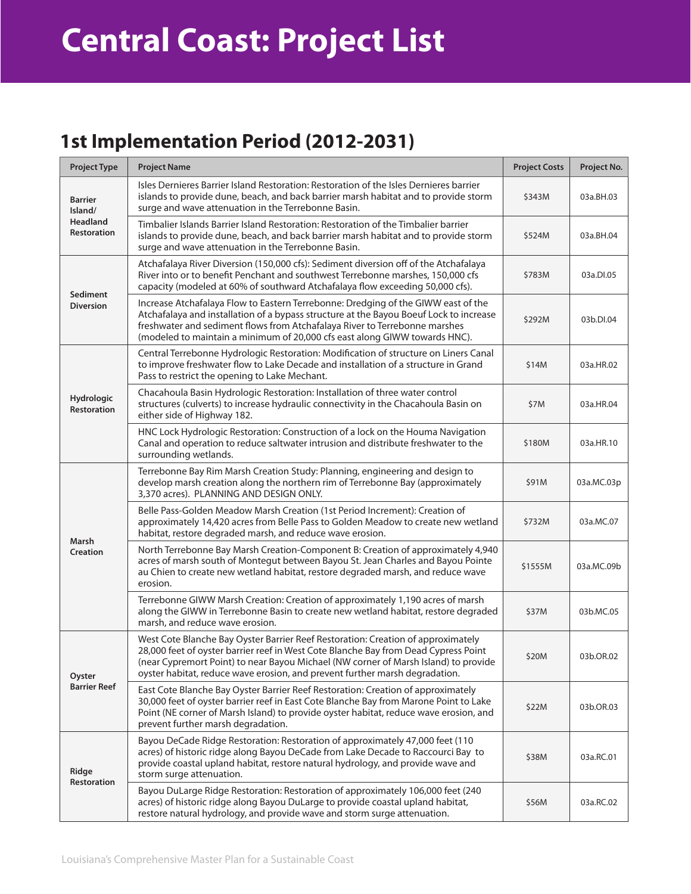# Central Coast: Project List

## 1st Implementation Period (2012-2031)

| Project Type | Project Name | Project Costs | Project No. |
|---|---|---|---|
| Barrier Island/ Headland Restoration | Isles Dernieres Barrier Island Restoration: Restoration of the Isles Dernieres barrier islands to provide dune, beach, and back barrier marsh habitat and to provide storm surge and wave attenuation in the Terrebonne Basin. | $343M | 03a.BH.03 |
| | Timbalier Islands Barrier Island Restoration: Restoration of the Timbalier barrier islands to provide dune, beach, and back barrier marsh habitat and to provide storm surge and wave attenuation in the Terrebonne Basin. | $524M | 03a.BH.04 |
| Sediment Diversion | Atchafalaya River Diversion (150,000 cfs): Sediment diversion off of the Atchafalaya River into or to benefit Penchant and southwest Terrebonne marshes, 150,000 cfs capacity (modeled at 60% of southward Atchafalaya flow exceeding 50,000 cfs). | $783M | 03a.DI.05 |
| | Increase Atchafalaya Flow to Eastern Terrebonne: Dredging of the GIWW east of the Atchafalaya and installation of a bypass structure at the Bayou Boeuf Lock to increase freshwater and sediment flows from Atchafalaya River to Terrebonne marshes (modeled to maintain a minimum of 20,000 cfs east along GIWW towards HNC). | $292M | 03b.DI.04 |
| Hydrologic Restoration | Central Terrebonne Hydrologic Restoration: Modification of structure on Liners Canal to improve freshwater flow to Lake Decade and installation of a structure in Grand Pass to restrict the opening to Lake Mechant. | $14M | 03a.HR.02 |
| | Chacahoula Basin Hydrologic Restoration: Installation of three water control structures (culverts) to increase hydraulic connectivity in the Chacahoula Basin on either side of Highway 182. | $7M | 03a.HR.04 |
| | HNC Lock Hydrologic Restoration: Construction of a lock on the Houma Navigation Canal and operation to reduce saltwater intrusion and distribute freshwater to the surrounding wetlands. | $180M | 03a.HR.10 |
| Marsh Creation | Terrebonne Bay Rim Marsh Creation Study: Planning, engineering and design to develop marsh creation along the northern rim of Terrebonne Bay (approximately 3,370 acres). PLANNING AND DESIGN ONLY. | $91M | 03a.MC.03p |
| | Belle Pass-Golden Meadow Marsh Creation (1st Period Increment): Creation of approximately 14,420 acres from Belle Pass to Golden Meadow to create new wetland habitat, restore degraded marsh, and reduce wave erosion. | $732M | 03a.MC.07 |
| | North Terrebonne Bay Marsh Creation-Component B: Creation of approximately 4,940 acres of marsh south of Montegut between Bayou St. Jean Charles and Bayou Pointe au Chien to create new wetland habitat, restore degraded marsh, and reduce wave erosion. | $1555M | 03a.MC.09b |
| | Terrebonne GIWW Marsh Creation: Creation of approximately 1,190 acres of marsh along the GIWW in Terrebonne Basin to create new wetland habitat, restore degraded marsh, and reduce wave erosion. | $37M | 03b.MC.05 |
| Oyster Barrier Reef | West Cote Blanche Bay Oyster Barrier Reef Restoration: Creation of approximately 28,000 feet of oyster barrier reef in West Cote Blanche Bay from Dead Cypress Point (near Cypremort Point) to near Bayou Michael (NW corner of Marsh Island) to provide oyster habitat, reduce wave erosion, and prevent further marsh degradation. | $20M | 03b.OR.02 |
| | East Cote Blanche Bay Oyster Barrier Reef Restoration: Creation of approximately 30,000 feet of oyster barrier reef in East Cote Blanche Bay from Marone Point to Lake Point (NE corner of Marsh Island) to provide oyster habitat, reduce wave erosion, and prevent further marsh degradation. | $22M | 03b.OR.03 |
| Ridge Restoration | Bayou DeCade Ridge Restoration: Restoration of approximately 47,000 feet (110 acres) of historic ridge along Bayou DeCade from Lake Decade to Raccourci Bay to provide coastal upland habitat, restore natural hydrology, and provide wave and storm surge attenuation. | $38M | 03a.RC.01 |
| | Bayou DuLarge Ridge Restoration: Restoration of approximately 106,000 feet (240 acres) of historic ridge along Bayou DuLarge to provide coastal upland habitat, restore natural hydrology, and provide wave and storm surge attenuation. | $56M | 03a.RC.02 |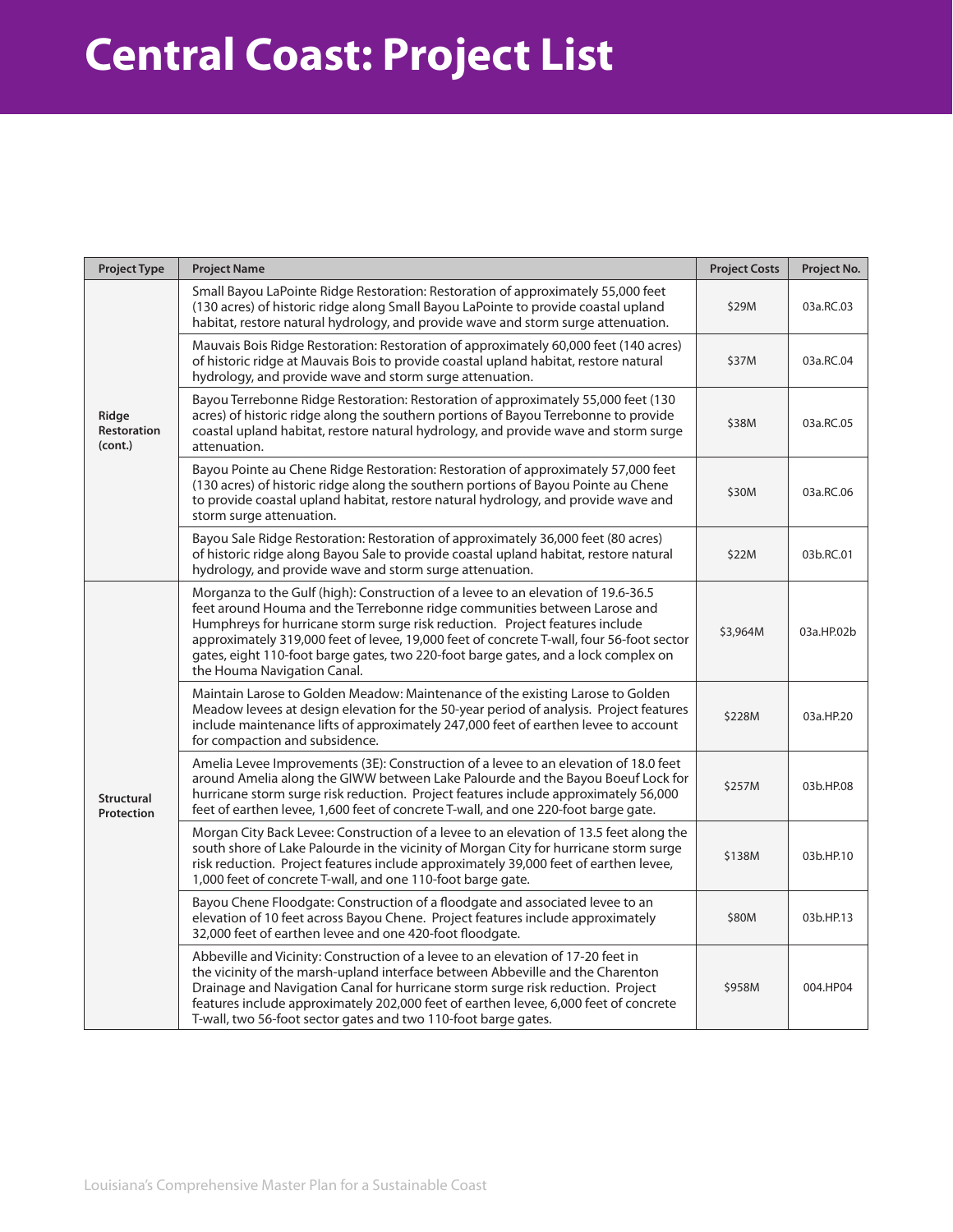# Central Coast: Project List

| Project Type | Project Name | Project Costs | Project No. |
|---|---|---|---|
| Ridge Restoration (cont.) | Small Bayou LaPointe Ridge Restoration: Restoration of approximately 55,000 feet (130 acres) of historic ridge along Small Bayou LaPointe to provide coastal upland habitat, restore natural hydrology, and provide wave and storm surge attenuation. | $29M | 03a.RC.03 |
| | Mauvais Bois Ridge Restoration: Restoration of approximately 60,000 feet (140 acres) of historic ridge at Mauvais Bois to provide coastal upland habitat, restore natural hydrology, and provide wave and storm surge attenuation. | $37M | 03a.RC.04 |
| | Bayou Terrebonne Ridge Restoration: Restoration of approximately 55,000 feet (130 acres) of historic ridge along the southern portions of Bayou Terrebonne to provide coastal upland habitat, restore natural hydrology, and provide wave and storm surge attenuation. | $38M | 03a.RC.05 |
| | Bayou Pointe au Chene Ridge Restoration: Restoration of approximately 57,000 feet (130 acres) of historic ridge along the southern portions of Bayou Pointe au Chene to provide coastal upland habitat, restore natural hydrology, and provide wave and storm surge attenuation. | $30M | 03a.RC.06 |
| | Bayou Sale Ridge Restoration: Restoration of approximately 36,000 feet (80 acres) of historic ridge along Bayou Sale to provide coastal upland habitat, restore natural hydrology, and provide wave and storm surge attenuation. | $22M | 03b.RC.01 |
| Structural Protection | Morganza to the Gulf (high): Construction of a levee to an elevation of 19.6-36.5 feet around Houma and the Terrebonne ridge communities between Larose and Humphreys for hurricane storm surge risk reduction. Project features include approximately 319,000 feet of levee, 19,000 feet of concrete T-wall, four 56-foot sector gates, eight 110-foot barge gates, two 220-foot barge gates, and a lock complex on the Houma Navigation Canal. | $3,964M | 03a.HP.02b |
| | Maintain Larose to Golden Meadow: Maintenance of the existing Larose to Golden Meadow levees at design elevation for the 50-year period of analysis. Project features include maintenance lifts of approximately 247,000 feet of earthen levee to account for compaction and subsidence. | $228M | 03a.HP.20 |
| | Amelia Levee Improvements (3E): Construction of a levee to an elevation of 18.0 feet around Amelia along the GIWW between Lake Palourde and the Bayou Boeuf Lock for hurricane storm surge risk reduction. Project features include approximately 56,000 feet of earthen levee, 1,600 feet of concrete T-wall, and one 220-foot barge gate. | $257M | 03b.HP.08 |
| | Morgan City Back Levee: Construction of a levee to an elevation of 13.5 feet along the south shore of Lake Palourde in the vicinity of Morgan City for hurricane storm surge risk reduction. Project features include approximately 39,000 feet of earthen levee, 1,000 feet of concrete T-wall, and one 110-foot barge gate. | $138M | 03b.HP.10 |
| | Bayou Chene Floodgate: Construction of a floodgate and associated levee to an elevation of 10 feet across Bayou Chene. Project features include approximately 32,000 feet of earthen levee and one 420-foot floodgate. | $80M | 03b.HP.13 |
| | Abbeville and Vicinity: Construction of a levee to an elevation of 17-20 feet in the vicinity of the marsh-upland interface between Abbeville and the Charenton Drainage and Navigation Canal for hurricane storm surge risk reduction. Project features include approximately 202,000 feet of earthen levee, 6,000 feet of concrete T-wall, two 56-foot sector gates and two 110-foot barge gates. | $958M | 004.HP04 |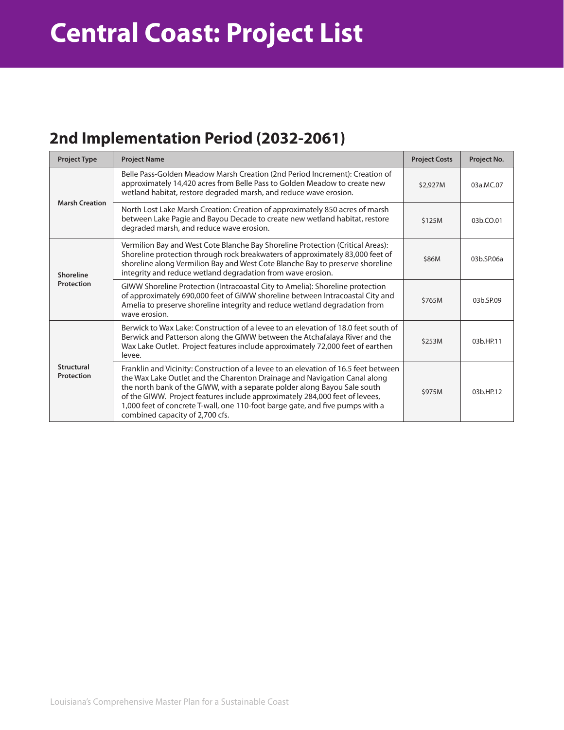# Central Coast: Project List

## 2nd Implementation Period (2032-2061)

| Project Type | Project Name | Project Costs | Project No. |
|---|---|---|---|
| Marsh Creation | Belle Pass-Golden Meadow Marsh Creation (2nd Period Increment): Creation of approximately 14,420 acres from Belle Pass to Golden Meadow to create new wetland habitat, restore degraded marsh, and reduce wave erosion. | $2,927M | 03a.MC.07 |
| | North Lost Lake Marsh Creation: Creation of approximately 850 acres of marsh between Lake Pagie and Bayou Decade to create new wetland habitat, restore degraded marsh, and reduce wave erosion. | $125M | 03b.CO.01 |
| Shoreline Protection | Vermilion Bay and West Cote Blanche Bay Shoreline Protection (Critical Areas): Shoreline protection through rock breakwaters of approximately 83,000 feet of shoreline along Vermilion Bay and West Cote Blanche Bay to preserve shoreline integrity and reduce wetland degradation from wave erosion. | $86M | 03b.SP.06a |
| | GIWW Shoreline Protection (Intracoastal City to Amelia): Shoreline protection of approximately 690,000 feet of GIWW shoreline between Intracoastal City and Amelia to preserve shoreline integrity and reduce wetland degradation from wave erosion. | $765M | 03b.SP.09 |
| Structural Protection | Berwick to Wax Lake: Construction of a levee to an elevation of 18.0 feet south of Berwick and Patterson along the GIWW between the Atchafalaya River and the Wax Lake Outlet. Project features include approximately 72,000 feet of earthen levee. | $253M | 03b.HP.11 |
| | Franklin and Vicinity: Construction of a levee to an elevation of 16.5 feet between the Wax Lake Outlet and the Charenton Drainage and Navigation Canal along the north bank of the GIWW, with a separate polder along Bayou Sale south of the GIWW. Project features include approximately 284,000 feet of levees, 1,000 feet of concrete T-wall, one 110-foot barge gate, and five pumps with a combined capacity of 2,700 cfs. | $975M | 03b.HP.12 |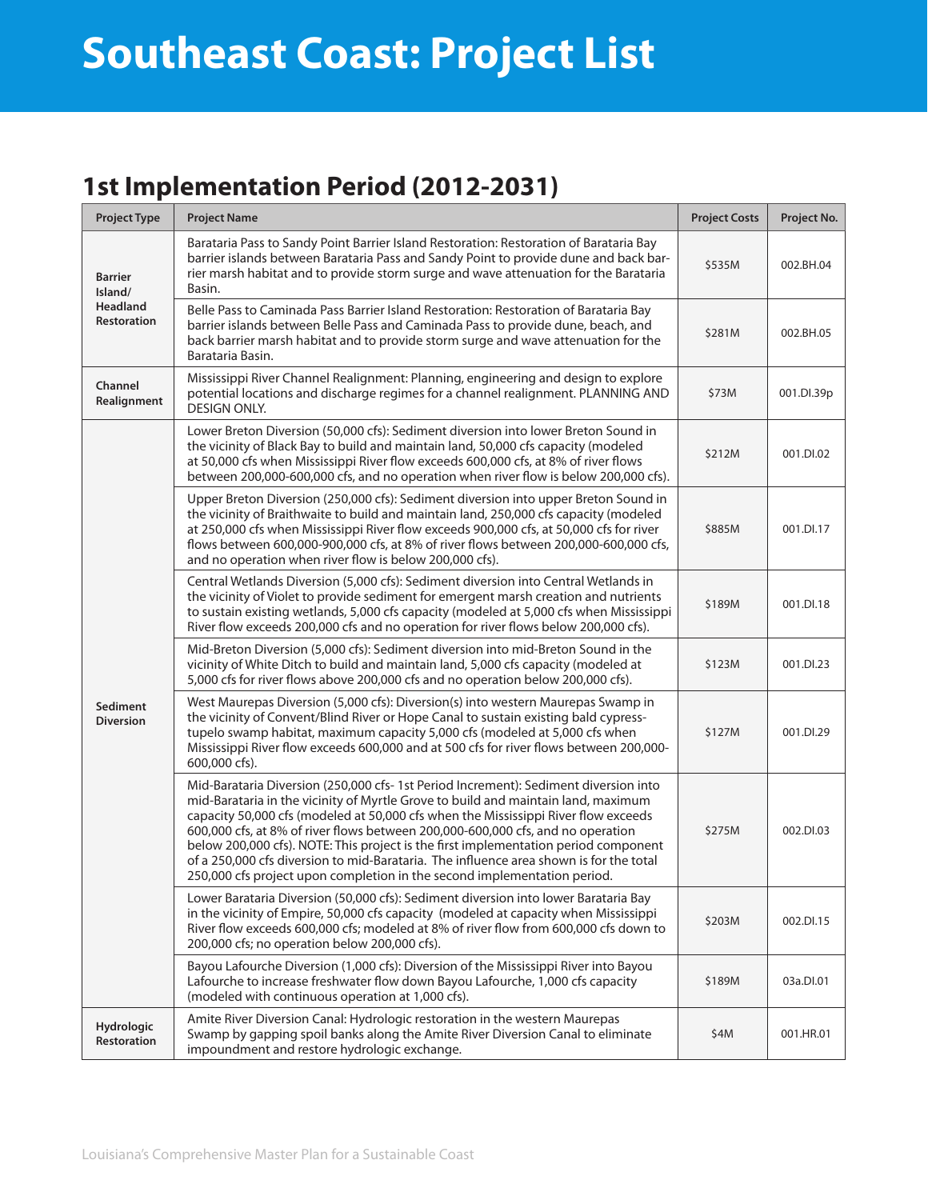# Southeast Coast: Project List

## 1st Implementation Period (2012-2031)

| Project Type | Project Name | Project Costs | Project No. |
|---|---|---|---|
| **Barrier Island/ Headland Restoration** | Barataria Pass to Sandy Point Barrier Island Restoration: Restoration of Barataria Bay barrier islands between Barataria Pass and Sandy Point to provide dune and back barrier marsh habitat and to provide storm surge and wave attenuation for the Barataria Basin. | $535M | 002.BH.04 |
| | Belle Pass to Caminada Pass Barrier Island Restoration: Restoration of Barataria Bay barrier islands between Belle Pass and Caminada Pass to provide dune, beach, and back barrier marsh habitat and to provide storm surge and wave attenuation for the Barataria Basin. | $281M | 002.BH.05 |
| **Channel Realignment** | Mississippi River Channel Realignment: Planning, engineering and design to explore potential locations and discharge regimes for a channel realignment. PLANNING AND DESIGN ONLY. | $73M | 001.DI.39p |
| **Sediment Diversion** | Lower Breton Diversion (50,000 cfs): Sediment diversion into lower Breton Sound in the vicinity of Black Bay to build and maintain land, 50,000 cfs capacity (modeled at 50,000 cfs when Mississippi River flow exceeds 600,000 cfs, at 8% of river flows between 200,000-600,000 cfs, and no operation when river flow is below 200,000 cfs). | $212M | 001.DI.02 |
| | Upper Breton Diversion (250,000 cfs): Sediment diversion into upper Breton Sound in the vicinity of Braithwaite to build and maintain land, 250,000 cfs capacity (modeled at 250,000 cfs when Mississippi River flow exceeds 900,000 cfs, at 50,000 cfs for river flows between 600,000-900,000 cfs, at 8% of river flows between 200,000-600,000 cfs, and no operation when river flow is below 200,000 cfs). | $885M | 001.DI.17 |
| | Central Wetlands Diversion (5,000 cfs): Sediment diversion into Central Wetlands in the vicinity of Violet to provide sediment for emergent marsh creation and nutrients to sustain existing wetlands, 5,000 cfs capacity (modeled at 5,000 cfs when Mississippi River flow exceeds 200,000 cfs and no operation for river flows below 200,000 cfs). | $189M | 001.DI.18 |
| | Mid-Breton Diversion (5,000 cfs): Sediment diversion into mid-Breton Sound in the vicinity of White Ditch to build and maintain land, 5,000 cfs capacity (modeled at 5,000 cfs for river flows above 200,000 cfs and no operation below 200,000 cfs). | $123M | 001.DI.23 |
| | West Maurepas Diversion (5,000 cfs): Diversion(s) into western Maurepas Swamp in the vicinity of Convent/Blind River or Hope Canal to sustain existing bald cypress-tupelo swamp habitat, maximum capacity 5,000 cfs (modeled at 5,000 cfs when Mississippi River flow exceeds 600,000 and at 500 cfs for river flows between 200,000-600,000 cfs). | $127M | 001.DI.29 |
| | Mid-Barataria Diversion (250,000 cfs- 1st Period Increment): Sediment diversion into mid-Barataria in the vicinity of Myrtle Grove to build and maintain land, maximum capacity 50,000 cfs (modeled at 50,000 cfs when the Mississippi River flow exceeds 600,000 cfs, at 8% of river flows between 200,000-600,000 cfs, and no operation below 200,000 cfs). NOTE: This project is the first implementation period component of a 250,000 cfs diversion to mid-Barataria. The influence area shown is for the total 250,000 cfs project upon completion in the second implementation period. | $275M | 002.DI.03 |
| | Lower Barataria Diversion (50,000 cfs): Sediment diversion into lower Barataria Bay in the vicinity of Empire, 50,000 cfs capacity (modeled at capacity when Mississippi River flow exceeds 600,000 cfs; modeled at 8% of river flow from 600,000 cfs down to 200,000 cfs; no operation below 200,000 cfs). | $203M | 002.DI.15 |
| | Bayou Lafourche Diversion (1,000 cfs): Diversion of the Mississippi River into Bayou Lafourche to increase freshwater flow down Bayou Lafourche, 1,000 cfs capacity (modeled with continuous operation at 1,000 cfs). | $189M | 03a.DI.01 |
| **Hydrologic Restoration** | Amite River Diversion Canal: Hydrologic restoration in the western Maurepas Swamp by gapping spoil banks along the Amite River Diversion Canal to eliminate impoundment and restore hydrologic exchange. | $4M | 001.HR.01 |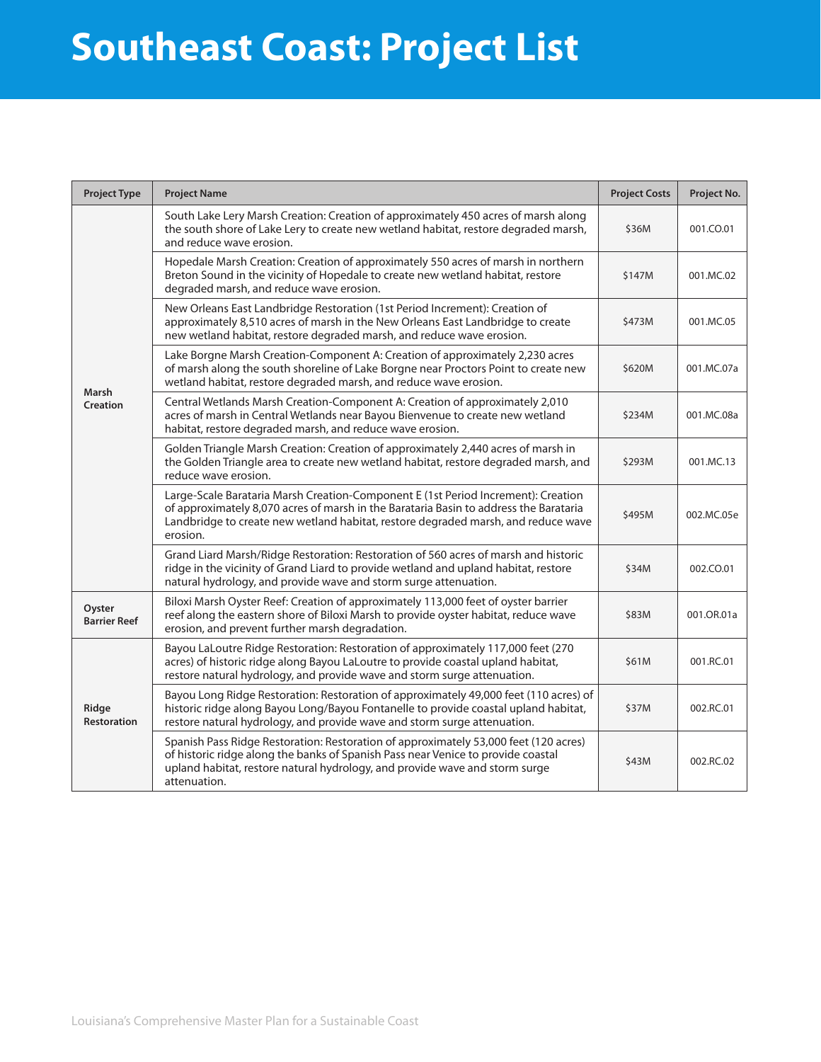# Southeast Coast: Project List

| Project Type | Project Name | Project Costs | Project No. |
|---|---|---|---|
| Marsh Creation | South Lake Lery Marsh Creation: Creation of approximately 450 acres of marsh along the south shore of Lake Lery to create new wetland habitat, restore degraded marsh, and reduce wave erosion. | $36M | 001.CO.01 |
| | Hopedale Marsh Creation: Creation of approximately 550 acres of marsh in northern Breton Sound in the vicinity of Hopedale to create new wetland habitat, restore degraded marsh, and reduce wave erosion. | $147M | 001.MC.02 |
| | New Orleans East Landbridge Restoration (1st Period Increment): Creation of approximately 8,510 acres of marsh in the New Orleans East Landbridge to create new wetland habitat, restore degraded marsh, and reduce wave erosion. | $473M | 001.MC.05 |
| | Lake Borgne Marsh Creation-Component A: Creation of approximately 2,230 acres of marsh along the south shoreline of Lake Borgne near Proctors Point to create new wetland habitat, restore degraded marsh, and reduce wave erosion. | $620M | 001.MC.07a |
| | Central Wetlands Marsh Creation-Component A: Creation of approximately 2,010 acres of marsh in Central Wetlands near Bayou Bienvenue to create new wetland habitat, restore degraded marsh, and reduce wave erosion. | $234M | 001.MC.08a |
| | Golden Triangle Marsh Creation: Creation of approximately 2,440 acres of marsh in the Golden Triangle area to create new wetland habitat, restore degraded marsh, and reduce wave erosion. | $293M | 001.MC.13 |
| | Large-Scale Barataria Marsh Creation-Component E (1st Period Increment): Creation of approximately 8,070 acres of marsh in the Barataria Basin to address the Barataria Landbridge to create new wetland habitat, restore degraded marsh, and reduce wave erosion. | $495M | 002.MC.05e |
| | Grand Liard Marsh/Ridge Restoration: Restoration of 560 acres of marsh and historic ridge in the vicinity of Grand Liard to provide wetland and upland habitat, restore natural hydrology, and provide wave and storm surge attenuation. | $34M | 002.CO.01 |
| Oyster Barrier Reef | Biloxi Marsh Oyster Reef: Creation of approximately 113,000 feet of oyster barrier reef along the eastern shore of Biloxi Marsh to provide oyster habitat, reduce wave erosion, and prevent further marsh degradation. | $83M | 001.OR.01a |
| Ridge Restoration | Bayou LaLoutre Ridge Restoration: Restoration of approximately 117,000 feet (270 acres) of historic ridge along Bayou LaLoutre to provide coastal upland habitat, restore natural hydrology, and provide wave and storm surge attenuation. | $61M | 001.RC.01 |
| | Bayou Long Ridge Restoration: Restoration of approximately 49,000 feet (110 acres) of historic ridge along Bayou Long/Bayou Fontanelle to provide coastal upland habitat, restore natural hydrology, and provide wave and storm surge attenuation. | $37M | 002.RC.01 |
| | Spanish Pass Ridge Restoration: Restoration of approximately 53,000 feet (120 acres) of historic ridge along the banks of Spanish Pass near Venice to provide coastal upland habitat, restore natural hydrology, and provide wave and storm surge attenuation. | $43M | 002.RC.02 |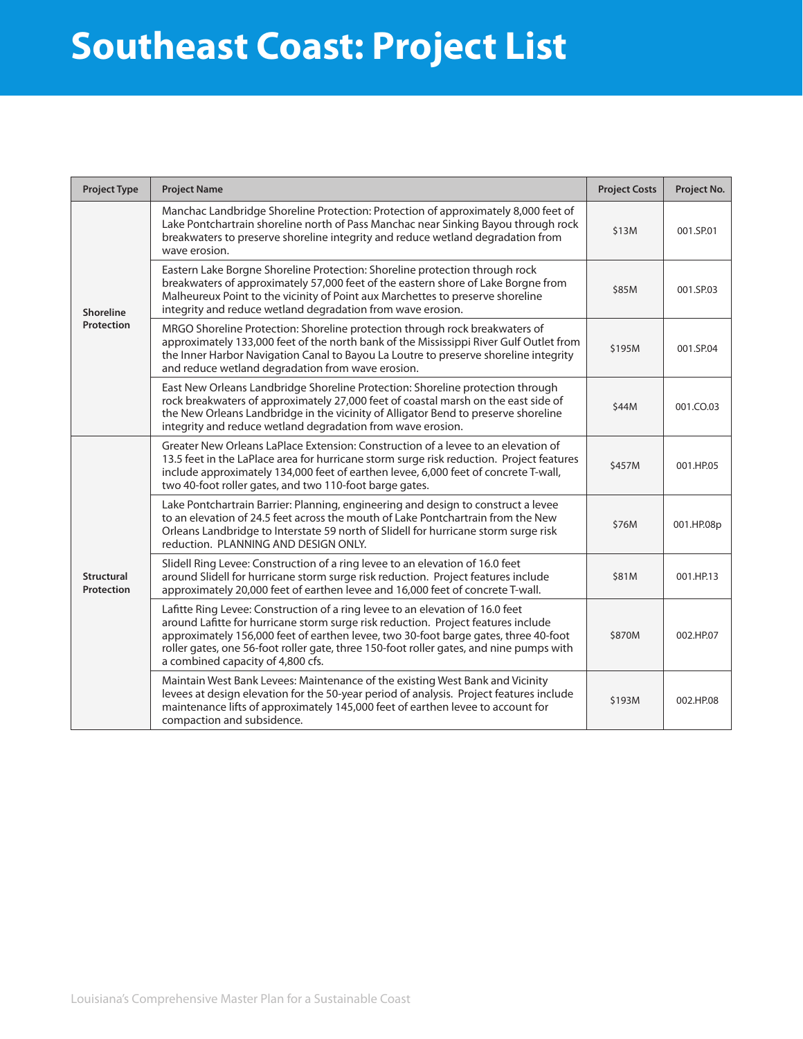# Southeast Coast: Project List

| Project Type | Project Name | Project Costs | Project No. |
|---|---|---|---|
| Shoreline Protection | Manchac Landbridge Shoreline Protection: Protection of approximately 8,000 feet of Lake Pontchartrain shoreline north of Pass Manchac near Sinking Bayou through rock breakwaters to preserve shoreline integrity and reduce wetland degradation from wave erosion. | $13M | 001.SP.01 |
| | Eastern Lake Borgne Shoreline Protection: Shoreline protection through rock breakwaters of approximately 57,000 feet of the eastern shore of Lake Borgne from Malheureux Point to the vicinity of Point aux Marchettes to preserve shoreline integrity and reduce wetland degradation from wave erosion. | $85M | 001.SP.03 |
| | MRGO Shoreline Protection: Shoreline protection through rock breakwaters of approximately 133,000 feet of the north bank of the Mississippi River Gulf Outlet from the Inner Harbor Navigation Canal to Bayou La Loutre to preserve shoreline integrity and reduce wetland degradation from wave erosion. | $195M | 001.SP.04 |
| | East New Orleans Landbridge Shoreline Protection: Shoreline protection through rock breakwaters of approximately 27,000 feet of coastal marsh on the east side of the New Orleans Landbridge in the vicinity of Alligator Bend to preserve shoreline integrity and reduce wetland degradation from wave erosion. | $44M | 001.CO.03 |
| Structural Protection | Greater New Orleans LaPlace Extension: Construction of a levee to an elevation of 13.5 feet in the LaPlace area for hurricane storm surge risk reduction. Project features include approximately 134,000 feet of earthen levee, 6,000 feet of concrete T-wall, two 40-foot roller gates, and two 110-foot barge gates. | $457M | 001.HP.05 |
| | Lake Pontchartrain Barrier: Planning, engineering and design to construct a levee to an elevation of 24.5 feet across the mouth of Lake Pontchartrain from the New Orleans Landbridge to Interstate 59 north of Slidell for hurricane storm surge risk reduction. PLANNING AND DESIGN ONLY. | $76M | 001.HP.08p |
| | Slidell Ring Levee: Construction of a ring levee to an elevation of 16.0 feet around Slidell for hurricane storm surge risk reduction. Project features include approximately 20,000 feet of earthen levee and 16,000 feet of concrete T-wall. | $81M | 001.HP.13 |
| | Lafitte Ring Levee: Construction of a ring levee to an elevation of 16.0 feet around Lafitte for hurricane storm surge risk reduction. Project features include approximately 156,000 feet of earthen levee, two 30-foot barge gates, three 40-foot roller gates, one 56-foot roller gate, three 150-foot roller gates, and nine pumps with a combined capacity of 4,800 cfs. | $870M | 002.HP.07 |
| | Maintain West Bank Levees: Maintenance of the existing West Bank and Vicinity levees at design elevation for the 50-year period of analysis. Project features include maintenance lifts of approximately 145,000 feet of earthen levee to account for compaction and subsidence. | $193M | 002.HP.08 |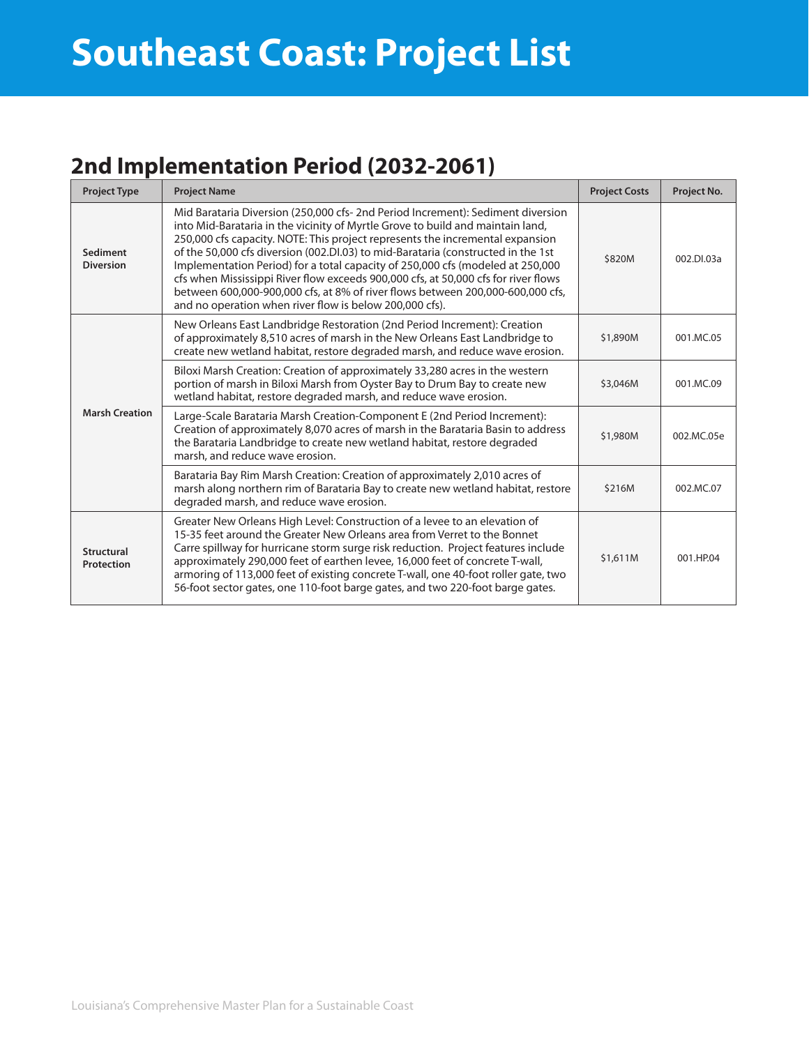# Southeast Coast: Project List

## 2nd Implementation Period (2032-2061)

| Project Type | Project Name | Project Costs | Project No. |
|---|---|---|---|
| **Sediment Diversion** | Mid Barataria Diversion (250,000 cfs- 2nd Period Increment): Sediment diversion into Mid-Barataria in the vicinity of Myrtle Grove to build and maintain land, 250,000 cfs capacity. NOTE: This project represents the incremental expansion of the 50,000 cfs diversion (002.DI.03) to mid-Barataria (constructed in the 1st Implementation Period) for a total capacity of 250,000 cfs (modeled at 250,000 cfs when Mississippi River flow exceeds 900,000 cfs, at 50,000 cfs for river flows between 600,000-900,000 cfs, at 8% of river flows between 200,000-600,000 cfs, and no operation when river flow is below 200,000 cfs). | $820M | 002.DI.03a |
| **Marsh Creation** | New Orleans East Landbridge Restoration (2nd Period Increment): Creation of approximately 8,510 acres of marsh in the New Orleans East Landbridge to create new wetland habitat, restore degraded marsh, and reduce wave erosion. | $1,890M | 001.MC.05 |
| | Biloxi Marsh Creation: Creation of approximately 33,280 acres in the western portion of marsh in Biloxi Marsh from Oyster Bay to Drum Bay to create new wetland habitat, restore degraded marsh, and reduce wave erosion. | $3,046M | 001.MC.09 |
| | Large-Scale Barataria Marsh Creation-Component E (2nd Period Increment): Creation of approximately 8,070 acres of marsh in the Barataria Basin to address the Barataria Landbridge to create new wetland habitat, restore degraded marsh, and reduce wave erosion. | $1,980M | 002.MC.05e |
| | Barataria Bay Rim Marsh Creation: Creation of approximately 2,010 acres of marsh along northern rim of Barataria Bay to create new wetland habitat, restore degraded marsh, and reduce wave erosion. | $216M | 002.MC.07 |
| **Structural Protection** | Greater New Orleans High Level: Construction of a levee to an elevation of 15-35 feet around the Greater New Orleans area from Verret to the Bonnet Carre spillway for hurricane storm surge risk reduction. Project features include approximately 290,000 feet of earthen levee, 16,000 feet of concrete T-wall, armoring of 113,000 feet of existing concrete T-wall, one 40-foot roller gate, two 56-foot sector gates, one 110-foot barge gates, and two 220-foot barge gates. | $1,611M | 001.HP.04 |